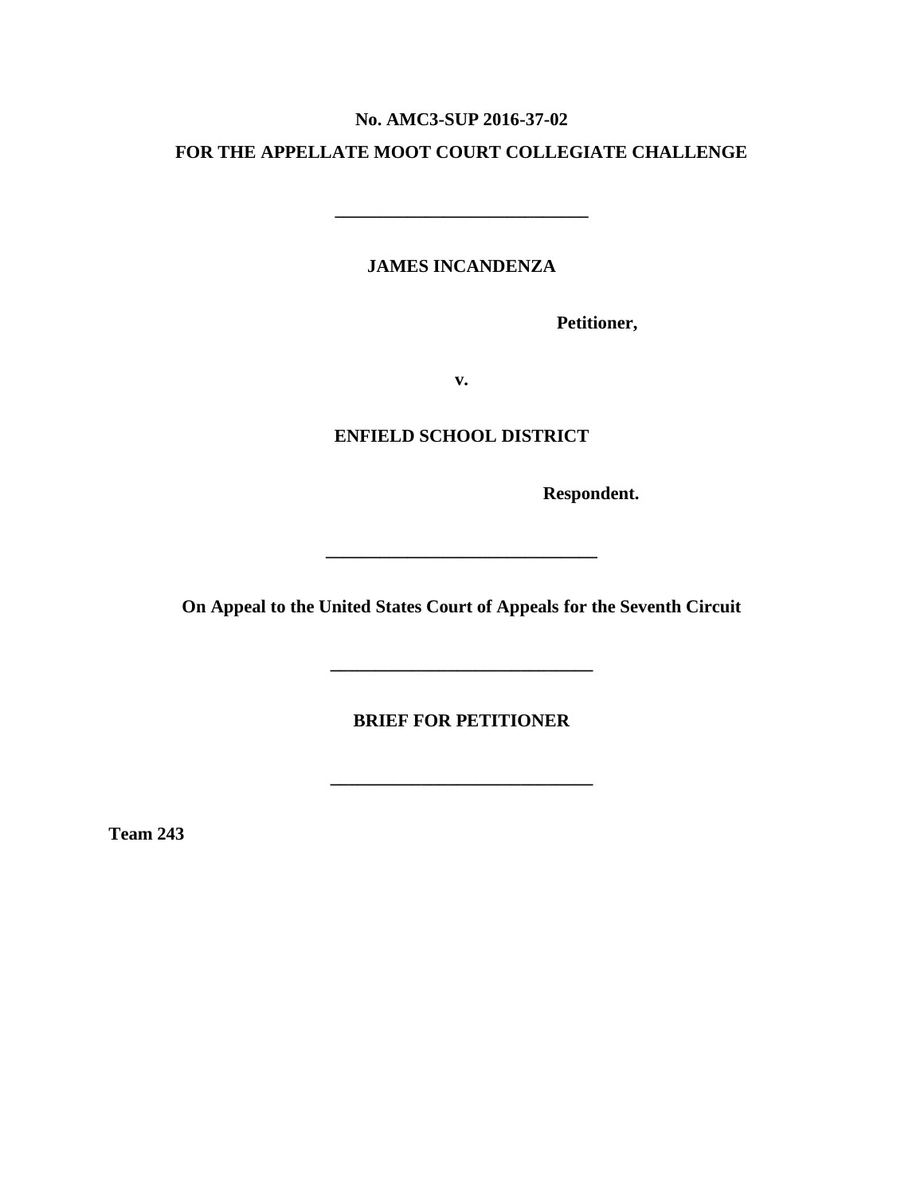**No. AMC3-SUP 2016-37-02**

**FOR THE APPELLATE MOOT COURT COLLEGIATE CHALLENGE**

**\_\_\_\_\_\_\_\_\_\_\_\_\_\_\_\_\_\_\_\_\_\_\_\_\_\_\_\_\_\_**

**JAMES INCANDENZA**

**Petitioner,**

**v.**

**ENFIELD SCHOOL DISTRICT**

**Respondent.**

**\_\_\_\_\_\_\_\_\_\_\_\_\_\_\_\_\_\_\_\_\_\_\_\_\_\_\_\_\_\_**

**On Appeal to the United States Court of Appeals for the Seventh Circuit**

**\_\_\_\_\_\_\_\_\_\_\_\_\_\_\_\_\_\_\_\_\_\_\_\_\_\_\_\_\_\_**

**BRIEF FOR PETITIONER**

**\_\_\_\_\_\_\_\_\_\_\_\_\_\_\_\_\_\_\_\_\_\_\_\_\_\_\_\_\_\_**

**Team 243**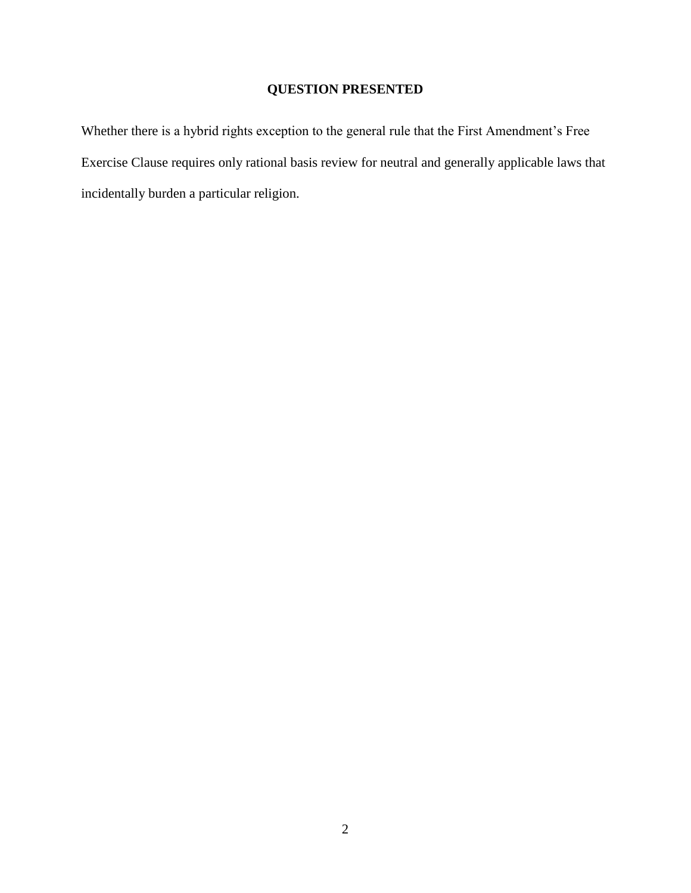## QUESTION PRESENTED

Whether there is a hybrid rights exception to the general rule that the First Amendment's Free Exercise Clause requires only rational basis review for neutral and generally applicable laws that incidentally burden a particular religion.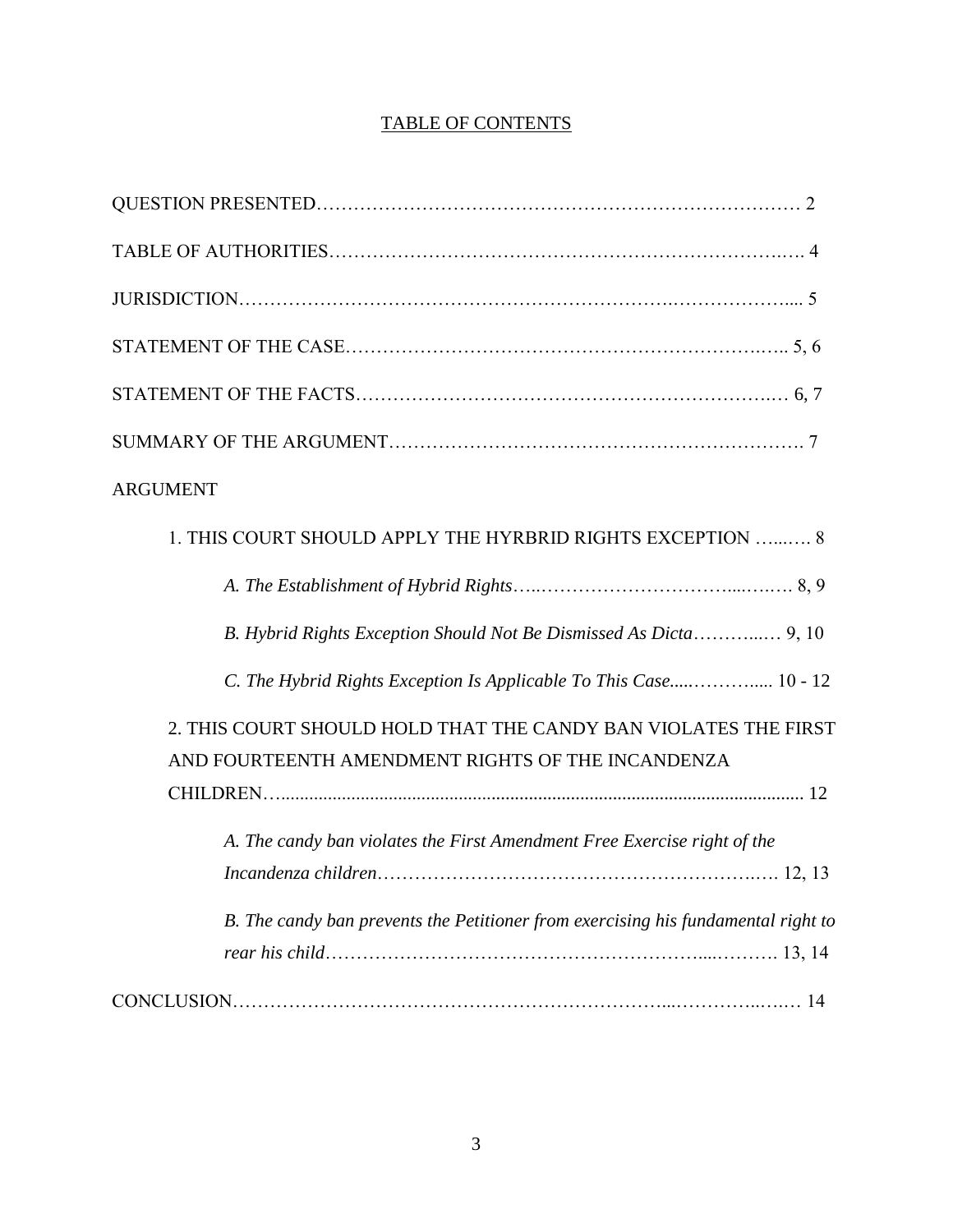# TABLE OF CONTENTS

QUESTION PRESENTED……………………………………………………………………… 2

TABLE OF AUTHORITIES……………………………………………………………….…. 4

JURISDICTION……………………………………………………….………………..... 5

STATEMENT OF THE CASE…………………………………………………………….….. 5, 6

STATEMENT OF THE FACTS…………………………………………………………….… 6, 7

SUMMARY OF THE ARGUMENT………………………………………………………. 7

ARGUMENT

1. THIS COURT SHOULD APPLY THE HYRBRID RIGHTS EXCEPTION …...…. 8

*A. The Establishment of Hybrid Rights*…..…………………………...….…. 8, 9

*B. Hybrid Rights Exception Should Not Be Dismissed As Dicta*………...… 9, 10

*C. The Hybrid Rights Exception Is Applicable To This Case*.....……….…... 10 - 12

2. THIS COURT SHOULD HOLD THAT THE CANDY BAN VIOLATES THE FIRST AND FOURTEENTH AMENDMENT RIGHTS OF THE INCANDENZA CHILDREN…............................................................................................................... 12

*A. The candy ban violates the First Amendment Free Exercise right of the Incandenza children*……………………………………………………….…. 12, 13

*B. The candy ban prevents the Petitioner from exercising his fundamental right to rear his child*…………………………………………………...………. 13, 14

CONCLUSION…………………………………………………………...…………..…… 14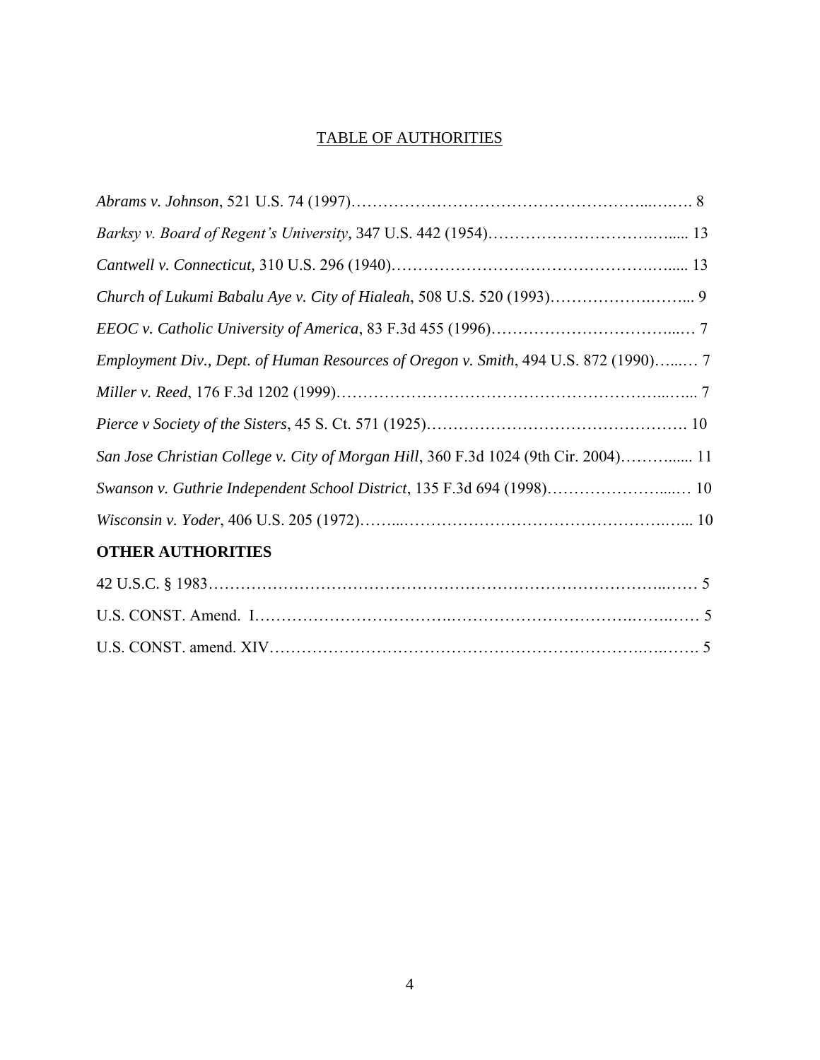# TABLE OF AUTHORITIES

*Abrams v. Johnson*, 521 U.S. 74 (1997)………………………………………………...……. 8

*Barksy v. Board of Regent's University*, 347 U.S. 442 (1954)……………………………….…..... 13

*Cantwell v. Connecticut,* 310 U.S. 296 (1940)……………………………………………….….... 13

*Church of Lukumi Babalu Aye v. City of Hialeah*, 508 U.S. 520 (1993)……………….……... 9

*EEOC v. Catholic University of America*, 83 F.3d 455 (1996)……………………………...… 7

*Employment Div., Dept. of Human Resources of Oregon v. Smith*, 494 U.S. 872 (1990)…...… 7

*Miller v. Reed*, 176 F.3d 1202 (1999)…………………………………………………...…... 7

*Pierce v Society of the Sisters*, 45 S. Ct. 571 (1925)…………………………………………. 10

*San Jose Christian College v. City of Morgan Hill*, 360 F.3d 1024 (9th Cir. 2004)……….…... 11

*Swanson v. Guthrie Independent School District*, 135 F.3d 694 (1998)…………………...… 10

*Wisconsin v. Yoder*, 406 U.S. 205 (1972)……...………………………………………….…... 10

**OTHER AUTHORITIES**

42 U.S.C. § 1983………………………………………………………………………..…… 5

U.S. CONST. Amend. I……………………………….……………………………….…….…… 5

U.S. CONST. amend. XIV…………………………………………………………….….……. 5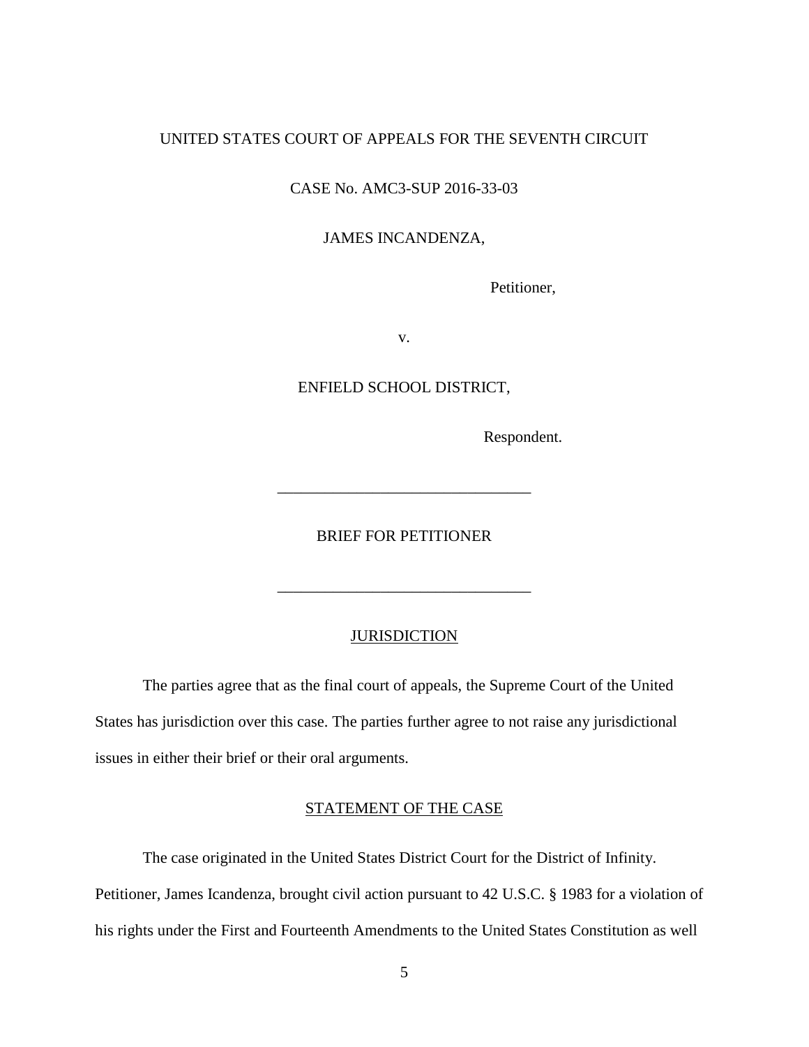UNITED STATES COURT OF APPEALS FOR THE SEVENTH CIRCUIT

CASE No. AMC3-SUP 2016-33-03

JAMES INCANDENZA,

Petitioner,

v.

ENFIELD SCHOOL DISTRICT,

Respondent.

---

BRIEF FOR PETITIONER

---

## JURISDICTION

The parties agree that as the final court of appeals, the Supreme Court of the United States has jurisdiction over this case. The parties further agree to not raise any jurisdictional issues in either their brief or their oral arguments.

## STATEMENT OF THE CASE

The case originated in the United States District Court for the District of Infinity. Petitioner, James Icandenza, brought civil action pursuant to 42 U.S.C. § 1983 for a violation of his rights under the First and Fourteenth Amendments to the United States Constitution as well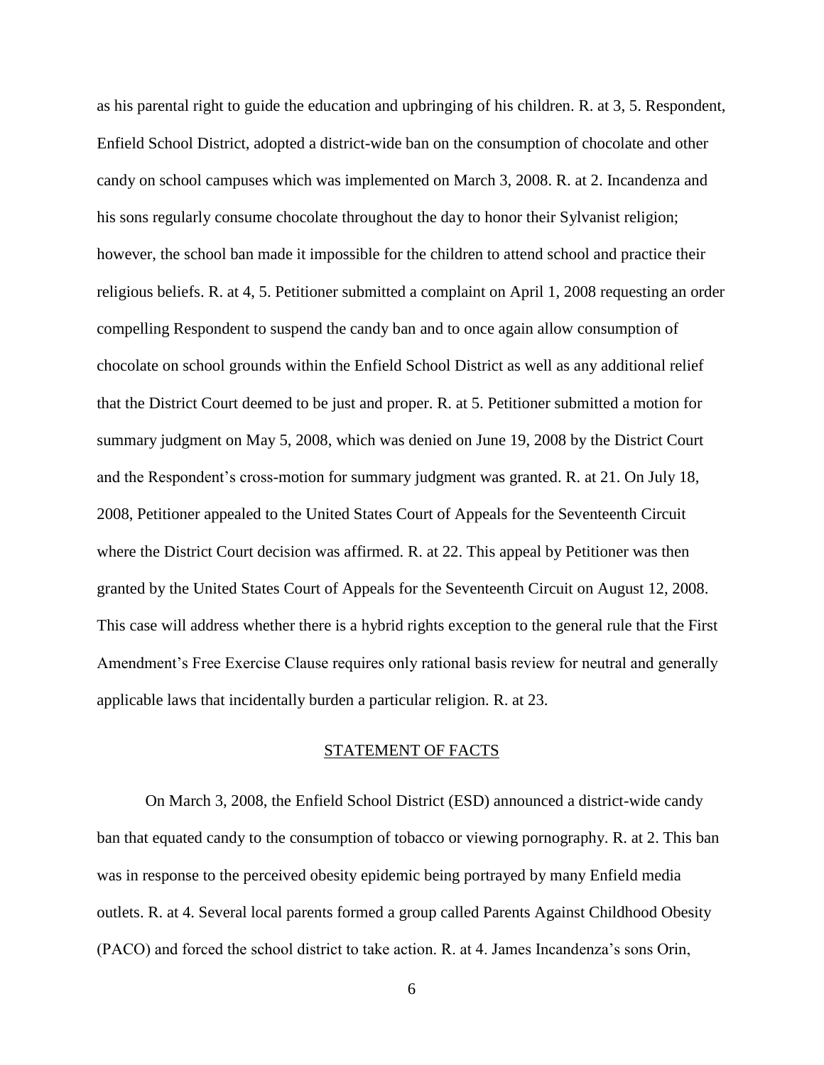as his parental right to guide the education and upbringing of his children. R. at 3, 5. Respondent, Enfield School District, adopted a district-wide ban on the consumption of chocolate and other candy on school campuses which was implemented on March 3, 2008. R. at 2. Incandenza and his sons regularly consume chocolate throughout the day to honor their Sylvanist religion; however, the school ban made it impossible for the children to attend school and practice their religious beliefs. R. at 4, 5. Petitioner submitted a complaint on April 1, 2008 requesting an order compelling Respondent to suspend the candy ban and to once again allow consumption of chocolate on school grounds within the Enfield School District as well as any additional relief that the District Court deemed to be just and proper. R. at 5. Petitioner submitted a motion for summary judgment on May 5, 2008, which was denied on June 19, 2008 by the District Court and the Respondent's cross-motion for summary judgment was granted. R. at 21. On July 18, 2008, Petitioner appealed to the United States Court of Appeals for the Seventeenth Circuit where the District Court decision was affirmed. R. at 22. This appeal by Petitioner was then granted by the United States Court of Appeals for the Seventeenth Circuit on August 12, 2008. This case will address whether there is a hybrid rights exception to the general rule that the First Amendment's Free Exercise Clause requires only rational basis review for neutral and generally applicable laws that incidentally burden a particular religion. R. at 23.

## STATEMENT OF FACTS

On March 3, 2008, the Enfield School District (ESD) announced a district-wide candy ban that equated candy to the consumption of tobacco or viewing pornography. R. at 2. This ban was in response to the perceived obesity epidemic being portrayed by many Enfield media outlets. R. at 4. Several local parents formed a group called Parents Against Childhood Obesity (PACO) and forced the school district to take action. R. at 4. James Incandenza's sons Orin,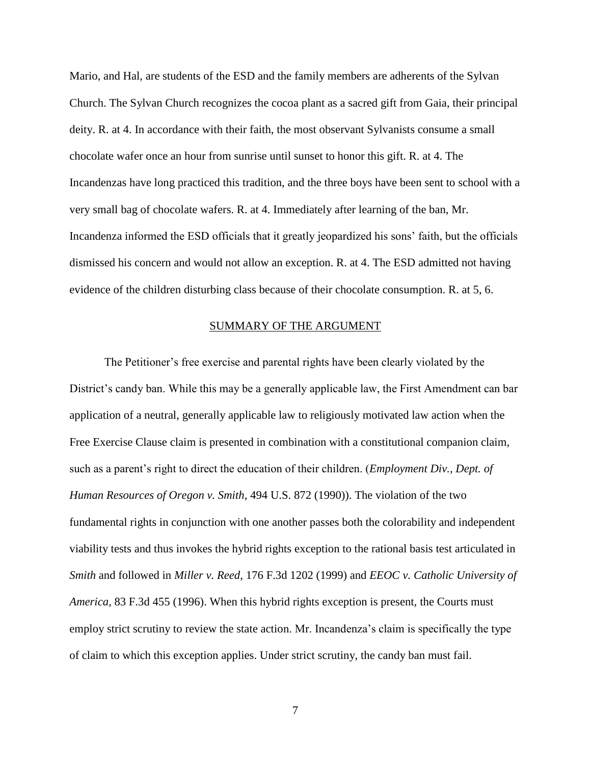Mario, and Hal, are students of the ESD and the family members are adherents of the Sylvan Church. The Sylvan Church recognizes the cocoa plant as a sacred gift from Gaia, their principal deity. R. at 4. In accordance with their faith, the most observant Sylvanists consume a small chocolate wafer once an hour from sunrise until sunset to honor this gift. R. at 4. The Incandenzas have long practiced this tradition, and the three boys have been sent to school with a very small bag of chocolate wafers. R. at 4. Immediately after learning of the ban, Mr. Incandenza informed the ESD officials that it greatly jeopardized his sons' faith, but the officials dismissed his concern and would not allow an exception. R. at 4. The ESD admitted not having evidence of the children disturbing class because of their chocolate consumption. R. at 5, 6.

## SUMMARY OF THE ARGUMENT

The Petitioner's free exercise and parental rights have been clearly violated by the District's candy ban. While this may be a generally applicable law, the First Amendment can bar application of a neutral, generally applicable law to religiously motivated law action when the Free Exercise Clause claim is presented in combination with a constitutional companion claim, such as a parent's right to direct the education of their children. (*Employment Div., Dept. of Human Resources of Oregon v. Smith*, 494 U.S. 872 (1990)). The violation of the two fundamental rights in conjunction with one another passes both the colorability and independent viability tests and thus invokes the hybrid rights exception to the rational basis test articulated in *Smith* and followed in *Miller v. Reed*, 176 F.3d 1202 (1999) and *EEOC v. Catholic University of America*, 83 F.3d 455 (1996). When this hybrid rights exception is present, the Courts must employ strict scrutiny to review the state action. Mr. Incandenza's claim is specifically the type of claim to which this exception applies. Under strict scrutiny, the candy ban must fail.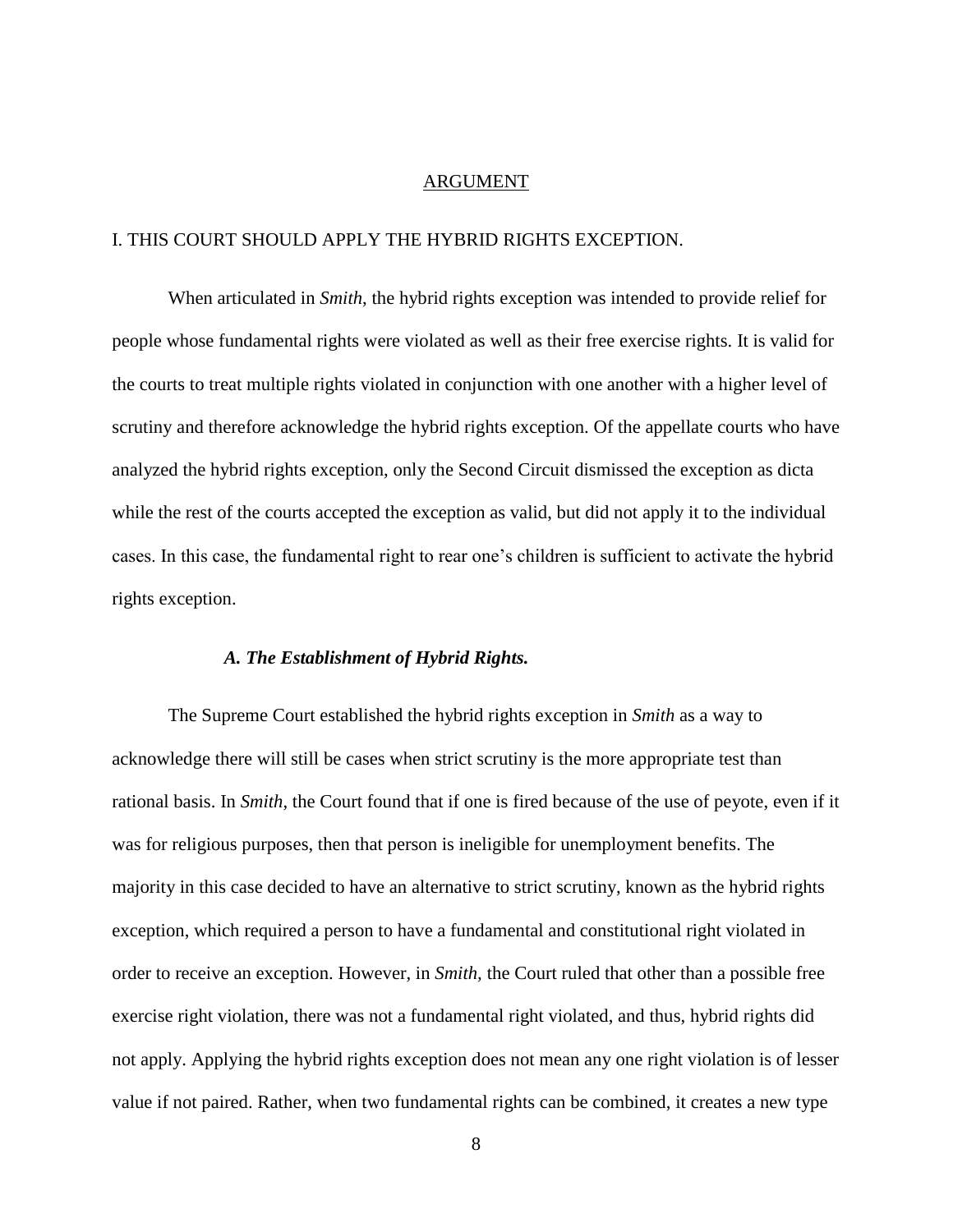## ARGUMENT

### I. THIS COURT SHOULD APPLY THE HYBRID RIGHTS EXCEPTION.

When articulated in *Smith*, the hybrid rights exception was intended to provide relief for people whose fundamental rights were violated as well as their free exercise rights. It is valid for the courts to treat multiple rights violated in conjunction with one another with a higher level of scrutiny and therefore acknowledge the hybrid rights exception. Of the appellate courts who have analyzed the hybrid rights exception, only the Second Circuit dismissed the exception as dicta while the rest of the courts accepted the exception as valid, but did not apply it to the individual cases. In this case, the fundamental right to rear one's children is sufficient to activate the hybrid rights exception.

#### *A. The Establishment of Hybrid Rights.*

The Supreme Court established the hybrid rights exception in *Smith* as a way to acknowledge there will still be cases when strict scrutiny is the more appropriate test than rational basis. In *Smith*, the Court found that if one is fired because of the use of peyote, even if it was for religious purposes, then that person is ineligible for unemployment benefits. The majority in this case decided to have an alternative to strict scrutiny, known as the hybrid rights exception, which required a person to have a fundamental and constitutional right violated in order to receive an exception. However, in *Smith,* the Court ruled that other than a possible free exercise right violation, there was not a fundamental right violated, and thus, hybrid rights did not apply. Applying the hybrid rights exception does not mean any one right violation is of lesser value if not paired. Rather, when two fundamental rights can be combined, it creates a new type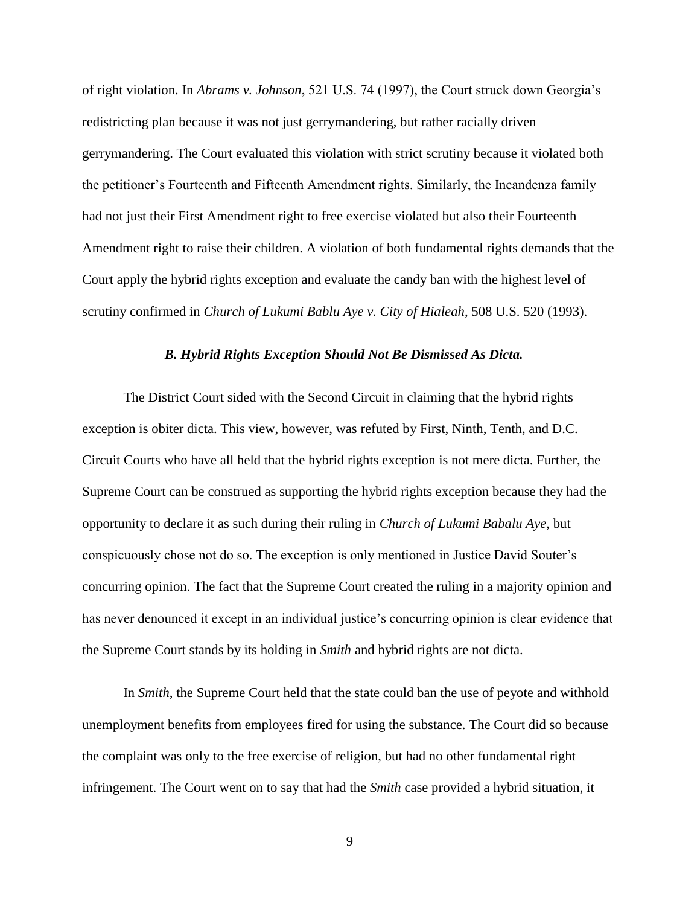of right violation. In *Abrams v. Johnson*, 521 U.S. 74 (1997), the Court struck down Georgia's redistricting plan because it was not just gerrymandering, but rather racially driven gerrymandering. The Court evaluated this violation with strict scrutiny because it violated both the petitioner's Fourteenth and Fifteenth Amendment rights. Similarly, the Incandenza family had not just their First Amendment right to free exercise violated but also their Fourteenth Amendment right to raise their children. A violation of both fundamental rights demands that the Court apply the hybrid rights exception and evaluate the candy ban with the highest level of scrutiny confirmed in *Church of Lukumi Bablu Aye v. City of Hialeah*, 508 U.S. 520 (1993).

### *B. Hybrid Rights Exception Should Not Be Dismissed As Dicta.*

The District Court sided with the Second Circuit in claiming that the hybrid rights exception is obiter dicta. This view, however, was refuted by First, Ninth, Tenth, and D.C. Circuit Courts who have all held that the hybrid rights exception is not mere dicta. Further, the Supreme Court can be construed as supporting the hybrid rights exception because they had the opportunity to declare it as such during their ruling in *Church of Lukumi Babalu Aye*, but conspicuously chose not do so. The exception is only mentioned in Justice David Souter's concurring opinion. The fact that the Supreme Court created the ruling in a majority opinion and has never denounced it except in an individual justice's concurring opinion is clear evidence that the Supreme Court stands by its holding in *Smith* and hybrid rights are not dicta.

In *Smith*, the Supreme Court held that the state could ban the use of peyote and withhold unemployment benefits from employees fired for using the substance. The Court did so because the complaint was only to the free exercise of religion, but had no other fundamental right infringement. The Court went on to say that had the *Smith* case provided a hybrid situation, it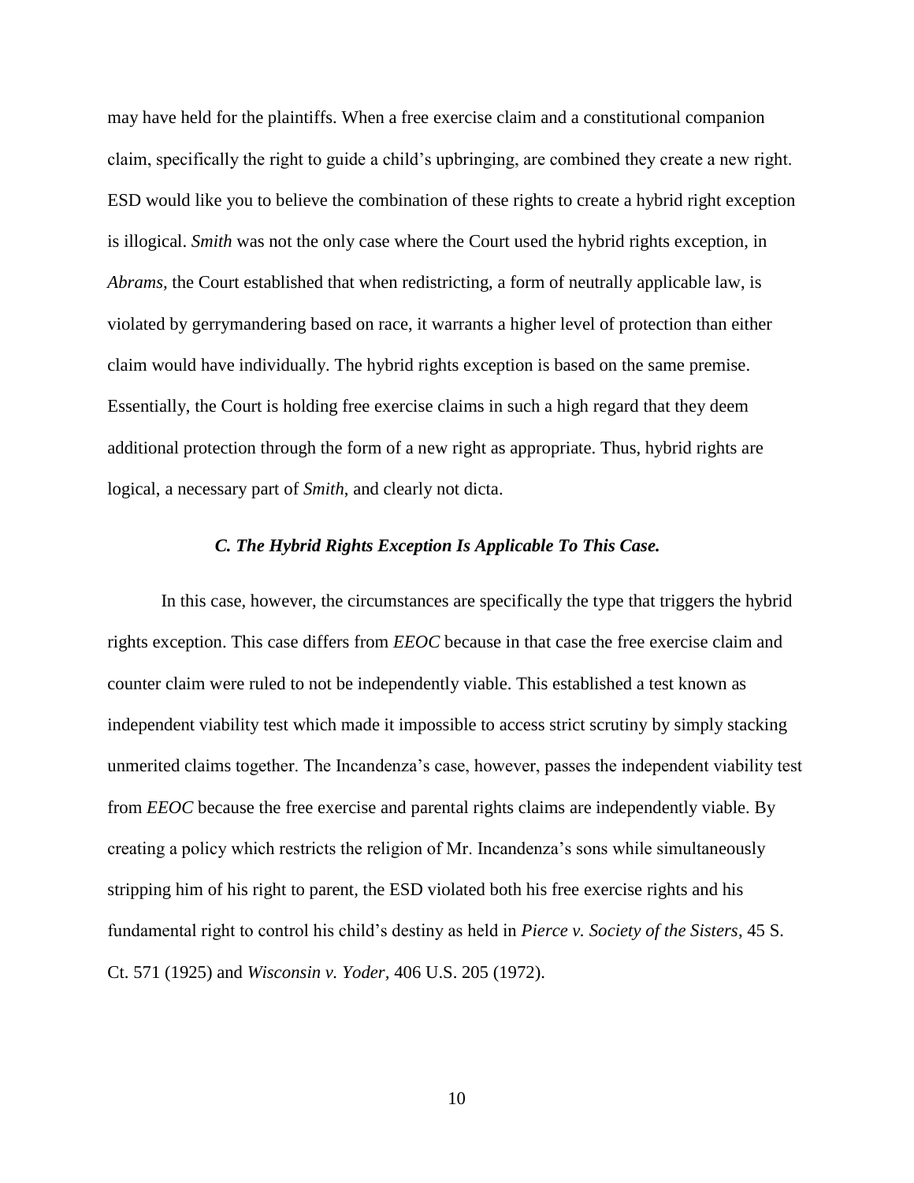may have held for the plaintiffs. When a free exercise claim and a constitutional companion claim, specifically the right to guide a child's upbringing, are combined they create a new right. ESD would like you to believe the combination of these rights to create a hybrid right exception is illogical. *Smith* was not the only case where the Court used the hybrid rights exception, in *Abrams*, the Court established that when redistricting, a form of neutrally applicable law, is violated by gerrymandering based on race, it warrants a higher level of protection than either claim would have individually. The hybrid rights exception is based on the same premise. Essentially, the Court is holding free exercise claims in such a high regard that they deem additional protection through the form of a new right as appropriate. Thus, hybrid rights are logical, a necessary part of *Smith*, and clearly not dicta.

### *C. The Hybrid Rights Exception Is Applicable To This Case.*

In this case, however, the circumstances are specifically the type that triggers the hybrid rights exception. This case differs from *EEOC* because in that case the free exercise claim and counter claim were ruled to not be independently viable. This established a test known as independent viability test which made it impossible to access strict scrutiny by simply stacking unmerited claims together. The Incandenza's case, however, passes the independent viability test from *EEOC* because the free exercise and parental rights claims are independently viable. By creating a policy which restricts the religion of Mr. Incandenza's sons while simultaneously stripping him of his right to parent, the ESD violated both his free exercise rights and his fundamental right to control his child's destiny as held in *Pierce v. Society of the Sisters*, 45 S. Ct. 571 (1925) and *Wisconsin v. Yoder*, 406 U.S. 205 (1972).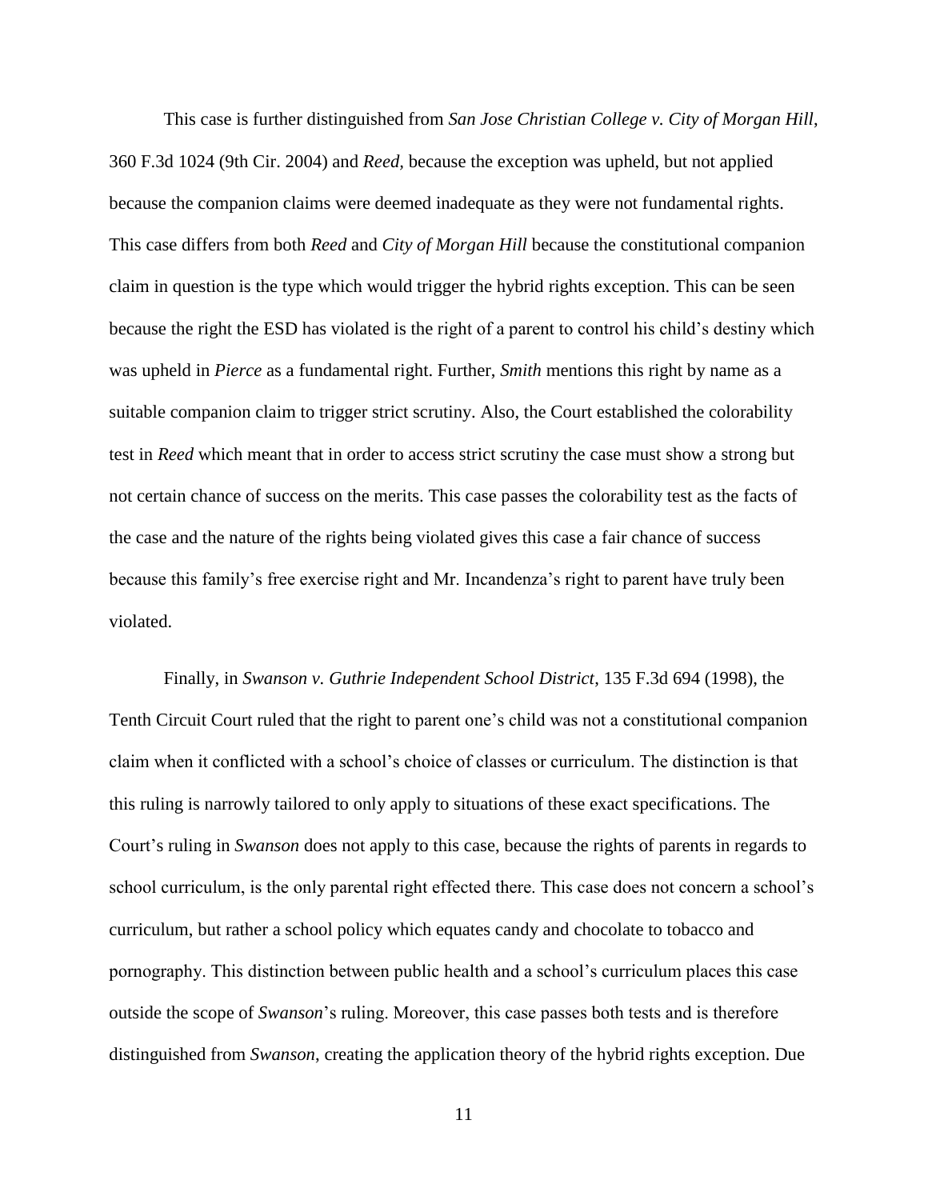This case is further distinguished from *San Jose Christian College v. City of Morgan Hill*, 360 F.3d 1024 (9th Cir. 2004) and *Reed*, because the exception was upheld, but not applied because the companion claims were deemed inadequate as they were not fundamental rights. This case differs from both *Reed* and *City of Morgan Hill* because the constitutional companion claim in question is the type which would trigger the hybrid rights exception. This can be seen because the right the ESD has violated is the right of a parent to control his child's destiny which was upheld in *Pierce* as a fundamental right. Further, *Smith* mentions this right by name as a suitable companion claim to trigger strict scrutiny. Also, the Court established the colorability test in *Reed* which meant that in order to access strict scrutiny the case must show a strong but not certain chance of success on the merits. This case passes the colorability test as the facts of the case and the nature of the rights being violated gives this case a fair chance of success because this family's free exercise right and Mr. Incandenza's right to parent have truly been violated.

Finally, in *Swanson v. Guthrie Independent School District*, 135 F.3d 694 (1998), the Tenth Circuit Court ruled that the right to parent one's child was not a constitutional companion claim when it conflicted with a school's choice of classes or curriculum. The distinction is that this ruling is narrowly tailored to only apply to situations of these exact specifications. The Court's ruling in *Swanson* does not apply to this case, because the rights of parents in regards to school curriculum, is the only parental right effected there. This case does not concern a school's curriculum, but rather a school policy which equates candy and chocolate to tobacco and pornography. This distinction between public health and a school's curriculum places this case outside the scope of *Swanson*'s ruling. Moreover, this case passes both tests and is therefore distinguished from *Swanson*, creating the application theory of the hybrid rights exception. Due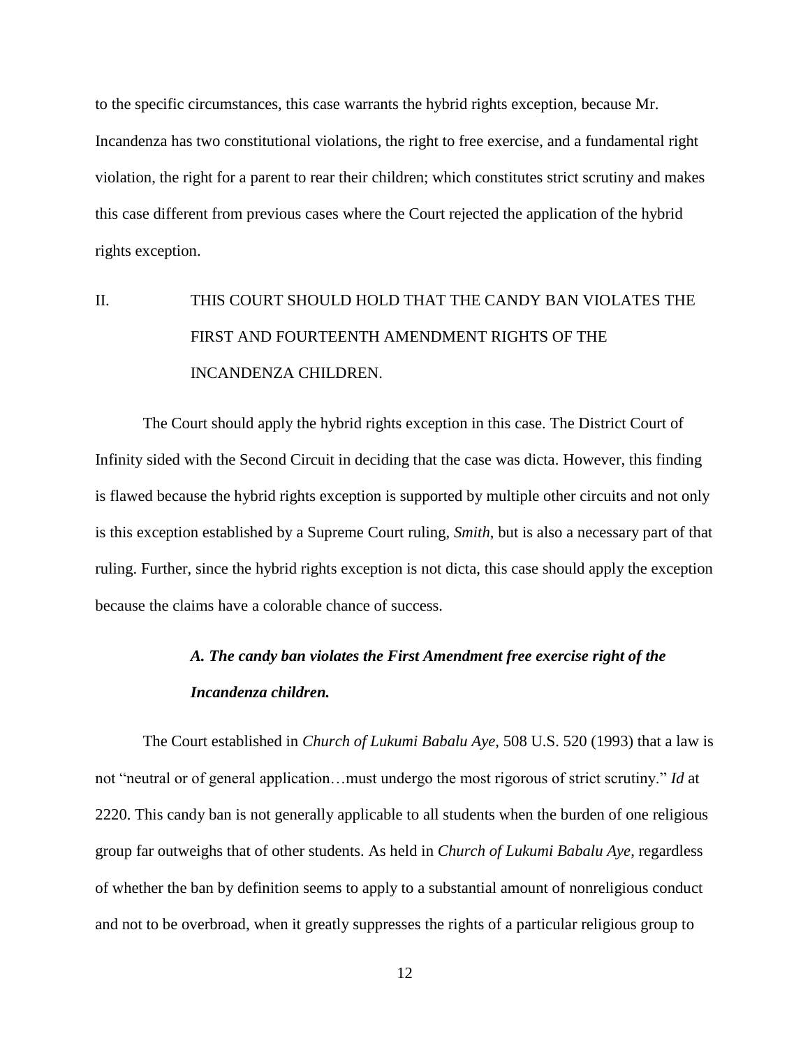to the specific circumstances, this case warrants the hybrid rights exception, because Mr. Incandenza has two constitutional violations, the right to free exercise, and a fundamental right violation, the right for a parent to rear their children; which constitutes strict scrutiny and makes this case different from previous cases where the Court rejected the application of the hybrid rights exception.

## II. THIS COURT SHOULD HOLD THAT THE CANDY BAN VIOLATES THE FIRST AND FOURTEENTH AMENDMENT RIGHTS OF THE INCANDENZA CHILDREN.

The Court should apply the hybrid rights exception in this case. The District Court of Infinity sided with the Second Circuit in deciding that the case was dicta. However, this finding is flawed because the hybrid rights exception is supported by multiple other circuits and not only is this exception established by a Supreme Court ruling, *Smith*, but is also a necessary part of that ruling. Further, since the hybrid rights exception is not dicta, this case should apply the exception because the claims have a colorable chance of success.

### *A. The candy ban violates the First Amendment free exercise right of the Incandenza children.*

The Court established in *Church of Lukumi Babalu Aye*, 508 U.S. 520 (1993) that a law is not "neutral or of general application…must undergo the most rigorous of strict scrutiny." *Id* at 2220. This candy ban is not generally applicable to all students when the burden of one religious group far outweighs that of other students. As held in *Church of Lukumi Babalu Aye*, regardless of whether the ban by definition seems to apply to a substantial amount of nonreligious conduct and not to be overbroad, when it greatly suppresses the rights of a particular religious group to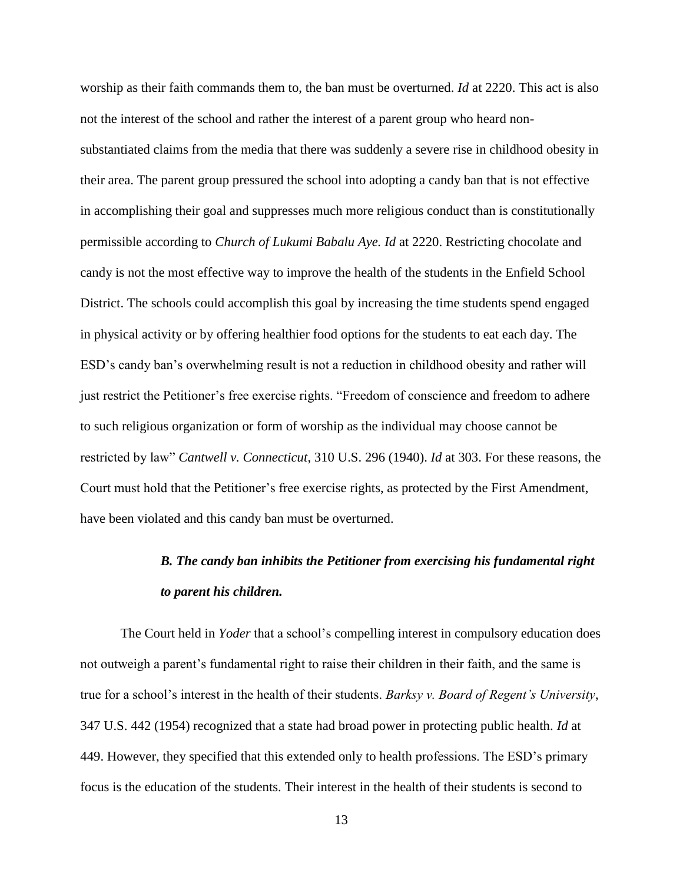worship as their faith commands them to, the ban must be overturned. *Id* at 2220. This act is also not the interest of the school and rather the interest of a parent group who heard non-substantiated claims from the media that there was suddenly a severe rise in childhood obesity in their area. The parent group pressured the school into adopting a candy ban that is not effective in accomplishing their goal and suppresses much more religious conduct than is constitutionally permissible according to *Church of Lukumi Babalu Aye. Id* at 2220. Restricting chocolate and candy is not the most effective way to improve the health of the students in the Enfield School District. The schools could accomplish this goal by increasing the time students spend engaged in physical activity or by offering healthier food options for the students to eat each day. The ESD's candy ban's overwhelming result is not a reduction in childhood obesity and rather will just restrict the Petitioner's free exercise rights. "Freedom of conscience and freedom to adhere to such religious organization or form of worship as the individual may choose cannot be restricted by law" *Cantwell v. Connecticut*, 310 U.S. 296 (1940). *Id* at 303. For these reasons, the Court must hold that the Petitioner's free exercise rights, as protected by the First Amendment, have been violated and this candy ban must be overturned.

### *B. The candy ban inhibits the Petitioner from exercising his fundamental right to parent his children.*

The Court held in *Yoder* that a school's compelling interest in compulsory education does not outweigh a parent's fundamental right to raise their children in their faith, and the same is true for a school's interest in the health of their students. *Barksy v. Board of Regent's University*, 347 U.S. 442 (1954) recognized that a state had broad power in protecting public health. *Id* at 449. However, they specified that this extended only to health professions. The ESD's primary focus is the education of the students. Their interest in the health of their students is second to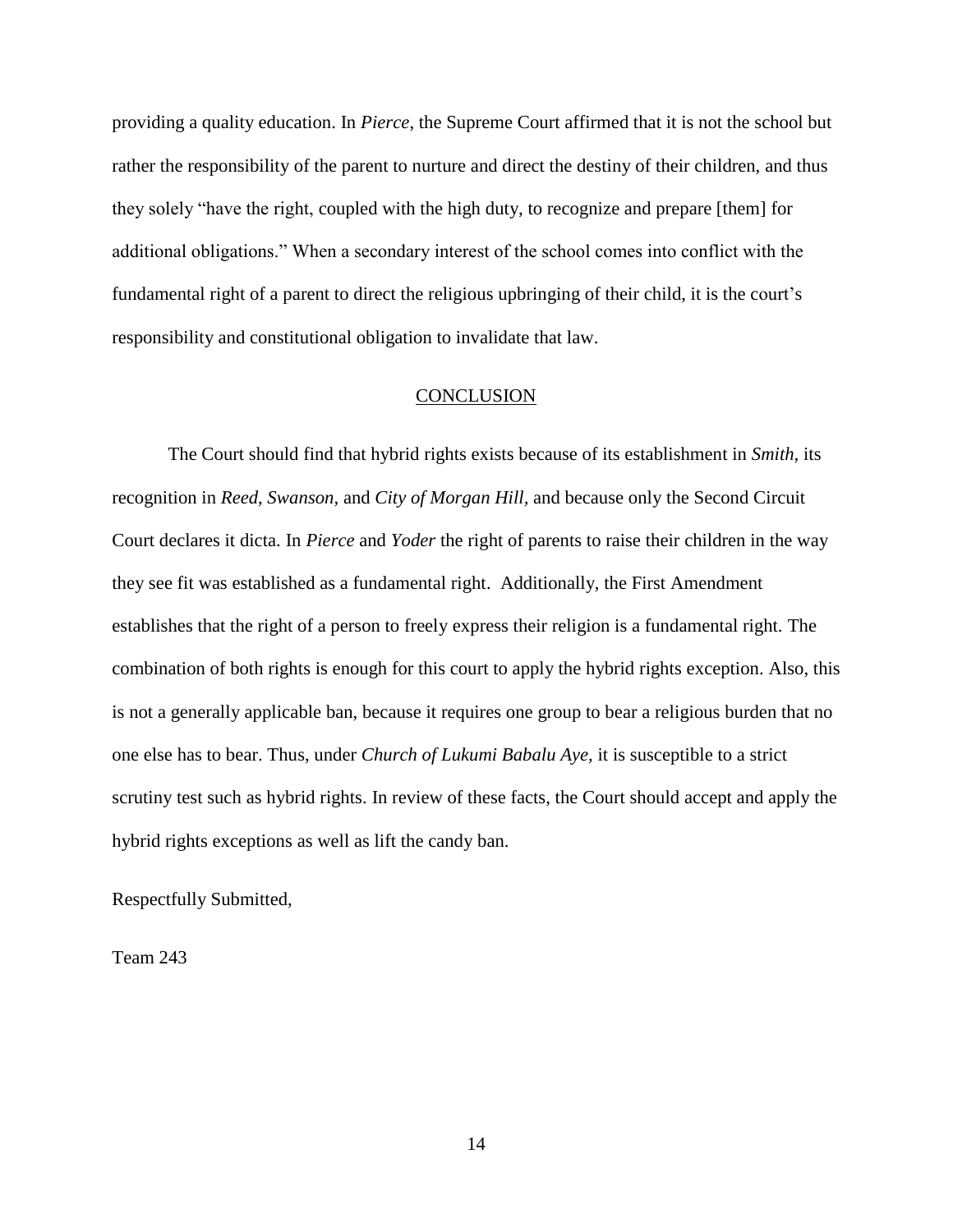providing a quality education. In *Pierce*, the Supreme Court affirmed that it is not the school but rather the responsibility of the parent to nurture and direct the destiny of their children, and thus they solely "have the right, coupled with the high duty, to recognize and prepare [them] for additional obligations." When a secondary interest of the school comes into conflict with the fundamental right of a parent to direct the religious upbringing of their child, it is the court's responsibility and constitutional obligation to invalidate that law.

## CONCLUSION

The Court should find that hybrid rights exists because of its establishment in *Smith*, its recognition in *Reed*, *Swanson*, and *City of Morgan Hill*, and because only the Second Circuit Court declares it dicta. In *Pierce* and *Yoder* the right of parents to raise their children in the way they see fit was established as a fundamental right. Additionally, the First Amendment establishes that the right of a person to freely express their religion is a fundamental right. The combination of both rights is enough for this court to apply the hybrid rights exception. Also, this is not a generally applicable ban, because it requires one group to bear a religious burden that no one else has to bear. Thus, under *Church of Lukumi Babalu Aye*, it is susceptible to a strict scrutiny test such as hybrid rights. In review of these facts, the Court should accept and apply the hybrid rights exceptions as well as lift the candy ban.

Respectfully Submitted,

Team 243